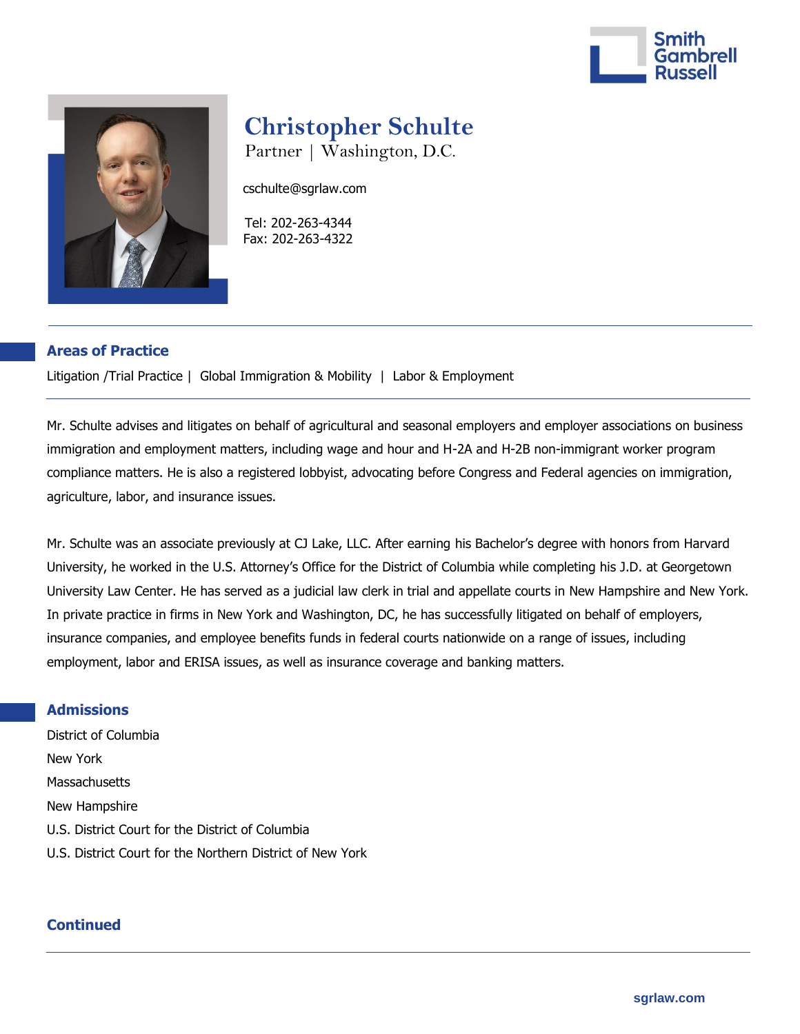# Christopher Schulte

Partner | Washington, D.C.

cschulte@sgrlaw.com

Tel: 202-263-4344
Fax: 202-263-4322

## Areas of Practice

Litigation /Trial Practice | Global Immigration & Mobility | Labor & Employment

Mr. Schulte advises and litigates on behalf of agricultural and seasonal employers and employer associations on business immigration and employment matters, including wage and hour and H-2A and H-2B non-immigrant worker program compliance matters. He is also a registered lobbyist, advocating before Congress and Federal agencies on immigration, agriculture, labor, and insurance issues.

Mr. Schulte was an associate previously at CJ Lake, LLC. After earning his Bachelor's degree with honors from Harvard University, he worked in the U.S. Attorney's Office for the District of Columbia while completing his J.D. at Georgetown University Law Center. He has served as a judicial law clerk in trial and appellate courts in New Hampshire and New York. In private practice in firms in New York and Washington, DC, he has successfully litigated on behalf of employers, insurance companies, and employee benefits funds in federal courts nationwide on a range of issues, including employment, labor and ERISA issues, as well as insurance coverage and banking matters.

## Admissions

District of Columbia

New York

Massachusetts

New Hampshire

U.S. District Court for the District of Columbia

U.S. District Court for the Northern District of New York

**Continued**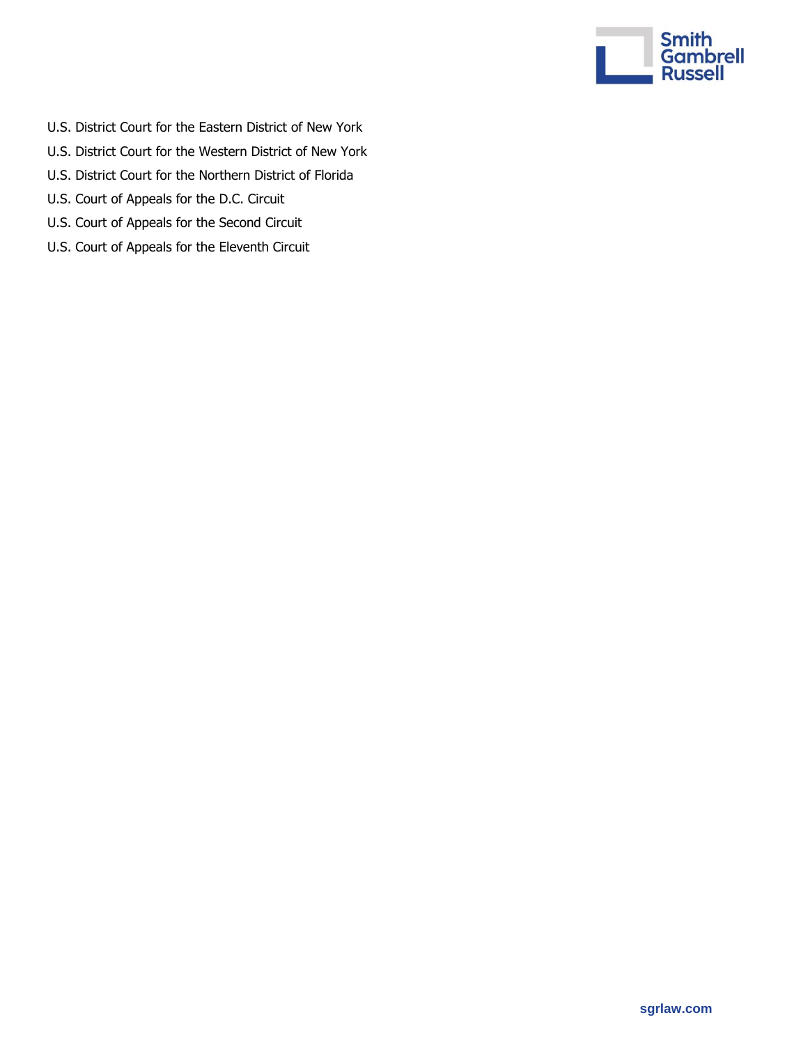U.S. District Court for the Eastern District of New York

U.S. District Court for the Western District of New York

U.S. District Court for the Northern District of Florida

U.S. Court of Appeals for the D.C. Circuit

U.S. Court of Appeals for the Second Circuit

U.S. Court of Appeals for the Eleventh Circuit